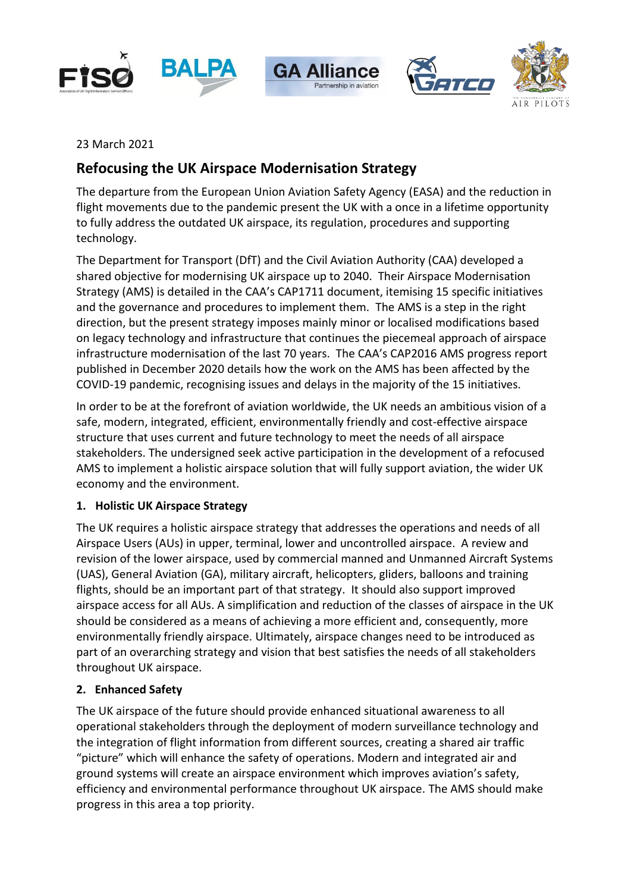23 March 2021

## Refocusing the UK Airspace Modernisation Strategy

The departure from the European Union Aviation Safety Agency (EASA) and the reduction in flight movements due to the pandemic present the UK with a once in a lifetime opportunity to fully address the outdated UK airspace, its regulation, procedures and supporting technology.

The Department for Transport (DfT) and the Civil Aviation Authority (CAA) developed a shared objective for modernising UK airspace up to 2040. Their Airspace Modernisation Strategy (AMS) is detailed in the CAA's CAP1711 document, itemising 15 specific initiatives and the governance and procedures to implement them. The AMS is a step in the right direction, but the present strategy imposes mainly minor or localised modifications based on legacy technology and infrastructure that continues the piecemeal approach of airspace infrastructure modernisation of the last 70 years. The CAA's CAP2016 AMS progress report published in December 2020 details how the work on the AMS has been affected by the COVID-19 pandemic, recognising issues and delays in the majority of the 15 initiatives.

In order to be at the forefront of aviation worldwide, the UK needs an ambitious vision of a safe, modern, integrated, efficient, environmentally friendly and cost-effective airspace structure that uses current and future technology to meet the needs of all airspace stakeholders. The undersigned seek active participation in the development of a refocused AMS to implement a holistic airspace solution that will fully support aviation, the wider UK economy and the environment.

### 1. Holistic UK Airspace Strategy

The UK requires a holistic airspace strategy that addresses the operations and needs of all Airspace Users (AUs) in upper, terminal, lower and uncontrolled airspace. A review and revision of the lower airspace, used by commercial manned and Unmanned Aircraft Systems (UAS), General Aviation (GA), military aircraft, helicopters, gliders, balloons and training flights, should be an important part of that strategy. It should also support improved airspace access for all AUs. A simplification and reduction of the classes of airspace in the UK should be considered as a means of achieving a more efficient and, consequently, more environmentally friendly airspace. Ultimately, airspace changes need to be introduced as part of an overarching strategy and vision that best satisfies the needs of all stakeholders throughout UK airspace.

### 2. Enhanced Safety

The UK airspace of the future should provide enhanced situational awareness to all operational stakeholders through the deployment of modern surveillance technology and the integration of flight information from different sources, creating a shared air traffic "picture" which will enhance the safety of operations. Modern and integrated air and ground systems will create an airspace environment which improves aviation's safety, efficiency and environmental performance throughout UK airspace. The AMS should make progress in this area a top priority.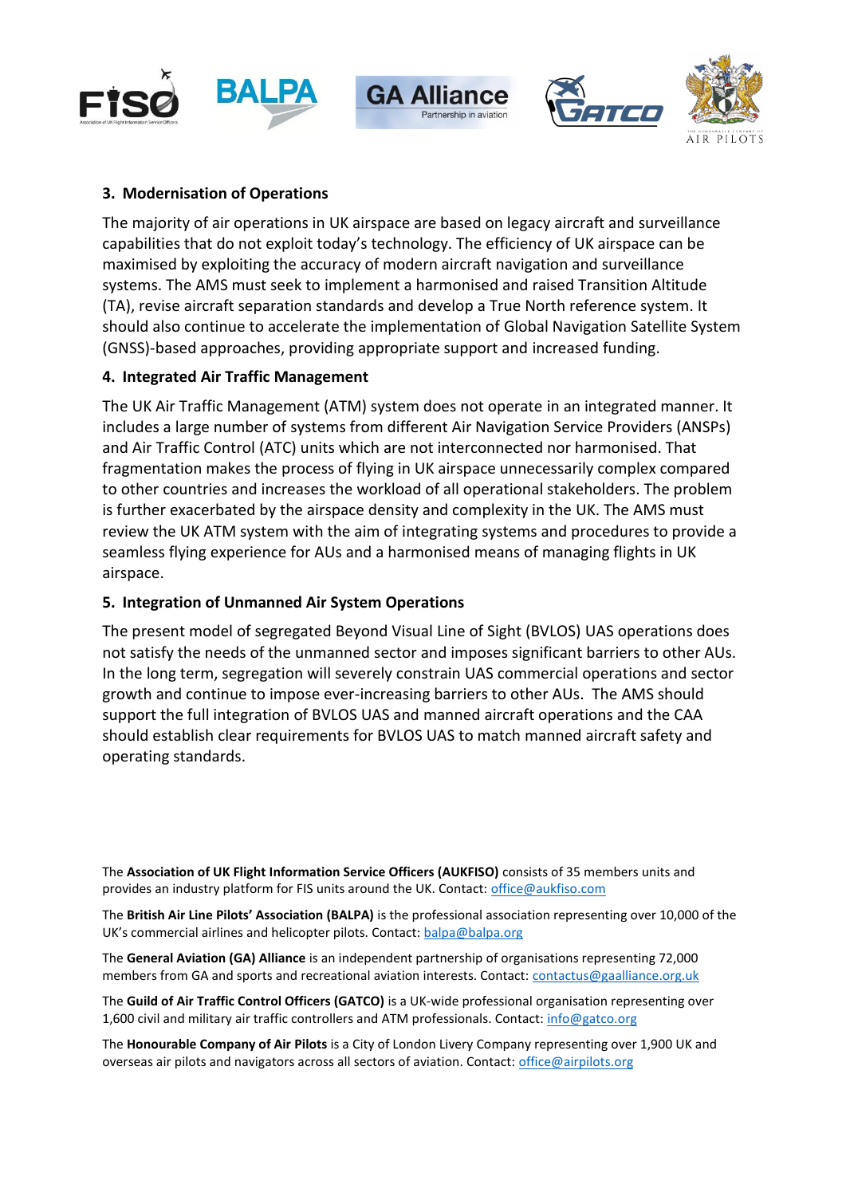## 3. Modernisation of Operations

The majority of air operations in UK airspace are based on legacy aircraft and surveillance capabilities that do not exploit today's technology. The efficiency of UK airspace can be maximised by exploiting the accuracy of modern aircraft navigation and surveillance systems. The AMS must seek to implement a harmonised and raised Transition Altitude (TA), revise aircraft separation standards and develop a True North reference system. It should also continue to accelerate the implementation of Global Navigation Satellite System (GNSS)-based approaches, providing appropriate support and increased funding.

## 4. Integrated Air Traffic Management

The UK Air Traffic Management (ATM) system does not operate in an integrated manner. It includes a large number of systems from different Air Navigation Service Providers (ANSPs) and Air Traffic Control (ATC) units which are not interconnected nor harmonised. That fragmentation makes the process of flying in UK airspace unnecessarily complex compared to other countries and increases the workload of all operational stakeholders. The problem is further exacerbated by the airspace density and complexity in the UK. The AMS must review the UK ATM system with the aim of integrating systems and procedures to provide a seamless flying experience for AUs and a harmonised means of managing flights in UK airspace.

## 5. Integration of Unmanned Air System Operations

The present model of segregated Beyond Visual Line of Sight (BVLOS) UAS operations does not satisfy the needs of the unmanned sector and imposes significant barriers to other AUs. In the long term, segregation will severely constrain UAS commercial operations and sector growth and continue to impose ever-increasing barriers to other AUs. The AMS should support the full integration of BVLOS UAS and manned aircraft operations and the CAA should establish clear requirements for BVLOS UAS to match manned aircraft safety and operating standards.

The **Association of UK Flight Information Service Officers (AUKFISO)** consists of 35 members units and provides an industry platform for FIS units around the UK. Contact: office@aukfiso.com

The **British Air Line Pilots' Association (BALPA)** is the professional association representing over 10,000 of the UK's commercial airlines and helicopter pilots. Contact: balpa@balpa.org

The **General Aviation (GA) Alliance** is an independent partnership of organisations representing 72,000 members from GA and sports and recreational aviation interests. Contact: contactus@gaalliance.org.uk

The **Guild of Air Traffic Control Officers (GATCO)** is a UK-wide professional organisation representing over 1,600 civil and military air traffic controllers and ATM professionals. Contact: info@gatco.org

The **Honourable Company of Air Pilots** is a City of London Livery Company representing over 1,900 UK and overseas air pilots and navigators across all sectors of aviation. Contact: office@airpilots.org